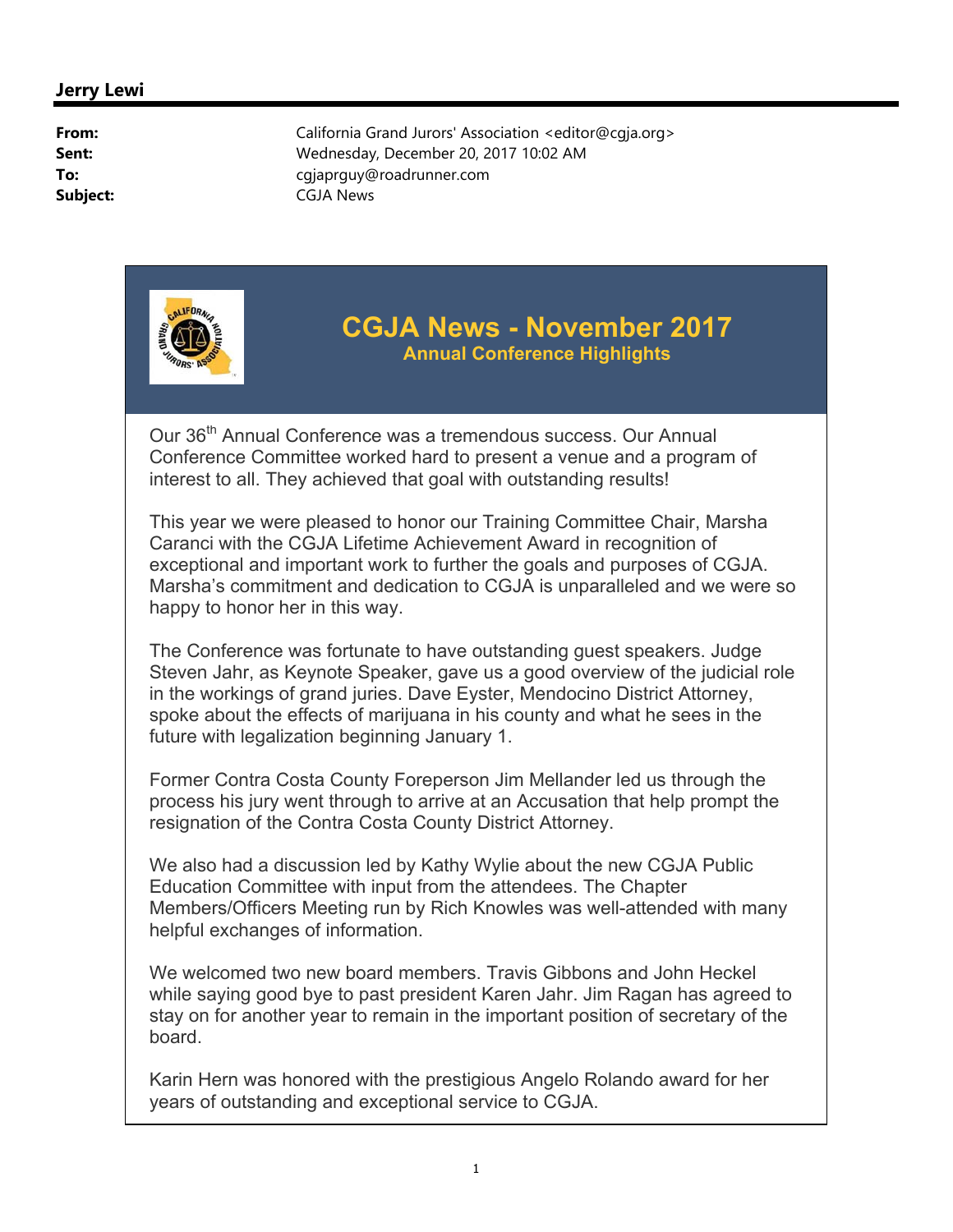**Jerry Lewi**

**From:** California Grand Jurors' Association <editor@cgja.org>
**Sent:** Wednesday, December 20, 2017 10:02 AM
**To:** cgjaprguy@roadrunner.com
**Subject:** CGJA News

# CGJA News - November 2017

## Annual Conference Highlights

Our 36th Annual Conference was a tremendous success. Our Annual Conference Committee worked hard to present a venue and a program of interest to all. They achieved that goal with outstanding results!

This year we were pleased to honor our Training Committee Chair, Marsha Caranci with the CGJA Lifetime Achievement Award in recognition of exceptional and important work to further the goals and purposes of CGJA. Marsha's commitment and dedication to CGJA is unparalleled and we were so happy to honor her in this way.

The Conference was fortunate to have outstanding guest speakers. Judge Steven Jahr, as Keynote Speaker, gave us a good overview of the judicial role in the workings of grand juries. Dave Eyster, Mendocino District Attorney, spoke about the effects of marijuana in his county and what he sees in the future with legalization beginning January 1.

Former Contra Costa County Foreperson Jim Mellander led us through the process his jury went through to arrive at an Accusation that help prompt the resignation of the Contra Costa County District Attorney.

We also had a discussion led by Kathy Wylie about the new CGJA Public Education Committee with input from the attendees. The Chapter Members/Officers Meeting run by Rich Knowles was well-attended with many helpful exchanges of information.

We welcomed two new board members. Travis Gibbons and John Heckel while saying good bye to past president Karen Jahr. Jim Ragan has agreed to stay on for another year to remain in the important position of secretary of the board.

Karin Hern was honored with the prestigious Angelo Rolando award for her years of outstanding and exceptional service to CGJA.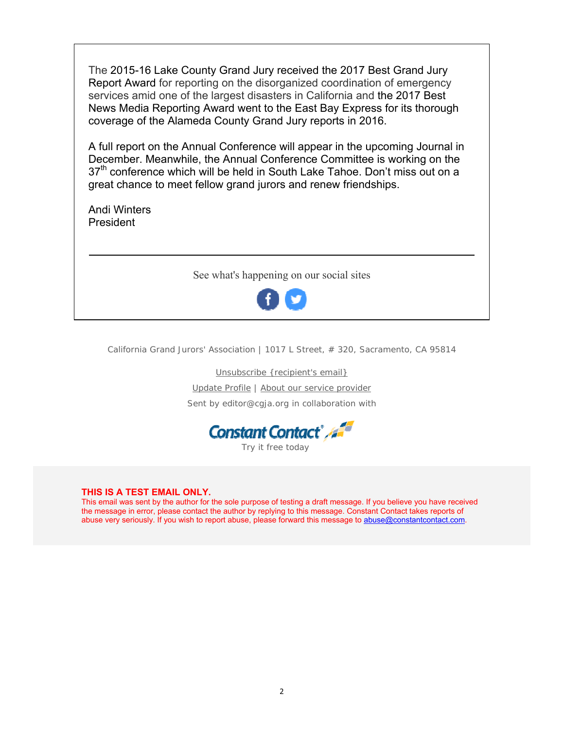The 2015-16 Lake County Grand Jury received the 2017 Best Grand Jury Report Award for reporting on the disorganized coordination of emergency services amid one of the largest disasters in California and the 2017 Best News Media Reporting Award went to the East Bay Express for its thorough coverage of the Alameda County Grand Jury reports in 2016.

A full report on the Annual Conference will appear in the upcoming Journal in December. Meanwhile, the Annual Conference Committee is working on the 37th conference which will be held in South Lake Tahoe. Don't miss out on a great chance to meet fellow grand jurors and renew friendships.

Andi Winters
President

---

See what's happening on our social sites

California Grand Jurors' Association | 1017 L Street, # 320, Sacramento, CA 95814

Unsubscribe {recipient's email}

Update Profile | About our service provider

Sent by editor@cgja.org in collaboration with

Constant Contact

Try it free today

**THIS IS A TEST EMAIL ONLY.**

This email was sent by the author for the sole purpose of testing a draft message. If you believe you have received the message in error, please contact the author by replying to this message. Constant Contact takes reports of abuse very seriously. If you wish to report abuse, please forward this message to abuse@constantcontact.com.